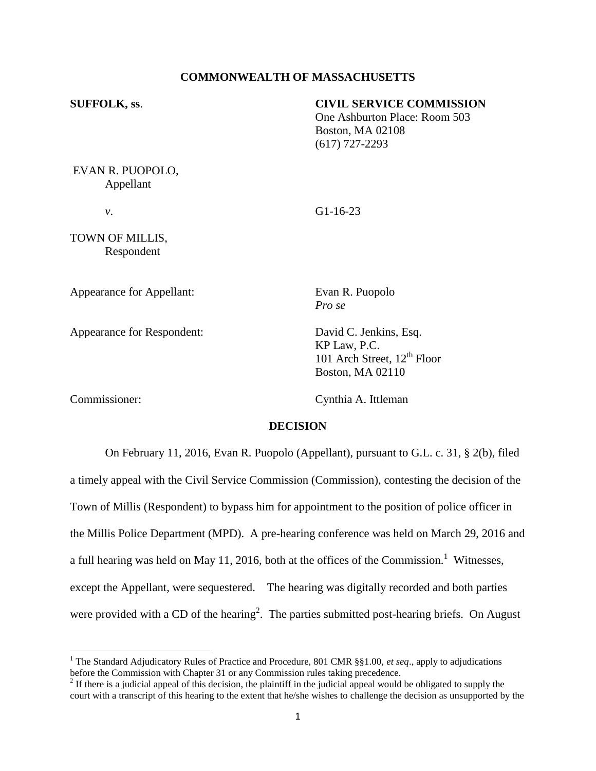**COMMONWEALTH OF MASSACHUSETTS**

**SUFFOLK, ss.**

**CIVIL SERVICE COMMISSION**
One Ashburton Place: Room 503
Boston, MA 02108
(617) 727-2293

EVAN R. PUOPOLO,
Appellant

*v.*

G1-16-23

TOWN OF MILLIS,
Respondent

Appearance for Appellant: Evan R. Puopolo
*Pro se*

Appearance for Respondent: David C. Jenkins, Esq.
KP Law, P.C.
101 Arch Street, 12th Floor
Boston, MA 02110

Commissioner: Cynthia A. Ittleman

**DECISION**

On February 11, 2016, Evan R. Puopolo (Appellant), pursuant to G.L. c. 31, § 2(b), filed a timely appeal with the Civil Service Commission (Commission), contesting the decision of the Town of Millis (Respondent) to bypass him for appointment to the position of police officer in the Millis Police Department (MPD). A pre-hearing conference was held on March 29, 2016 and a full hearing was held on May 11, 2016, both at the offices of the Commission.[1] Witnesses, except the Appellant, were sequestered. The hearing was digitally recorded and both parties were provided with a CD of the hearing[2]. The parties submitted post-hearing briefs. On August

[1] The Standard Adjudicatory Rules of Practice and Procedure, 801 CMR §§1.00, *et seq*., apply to adjudications before the Commission with Chapter 31 or any Commission rules taking precedence.

[2] If there is a judicial appeal of this decision, the plaintiff in the judicial appeal would be obligated to supply the court with a transcript of this hearing to the extent that he/she wishes to challenge the decision as unsupported by the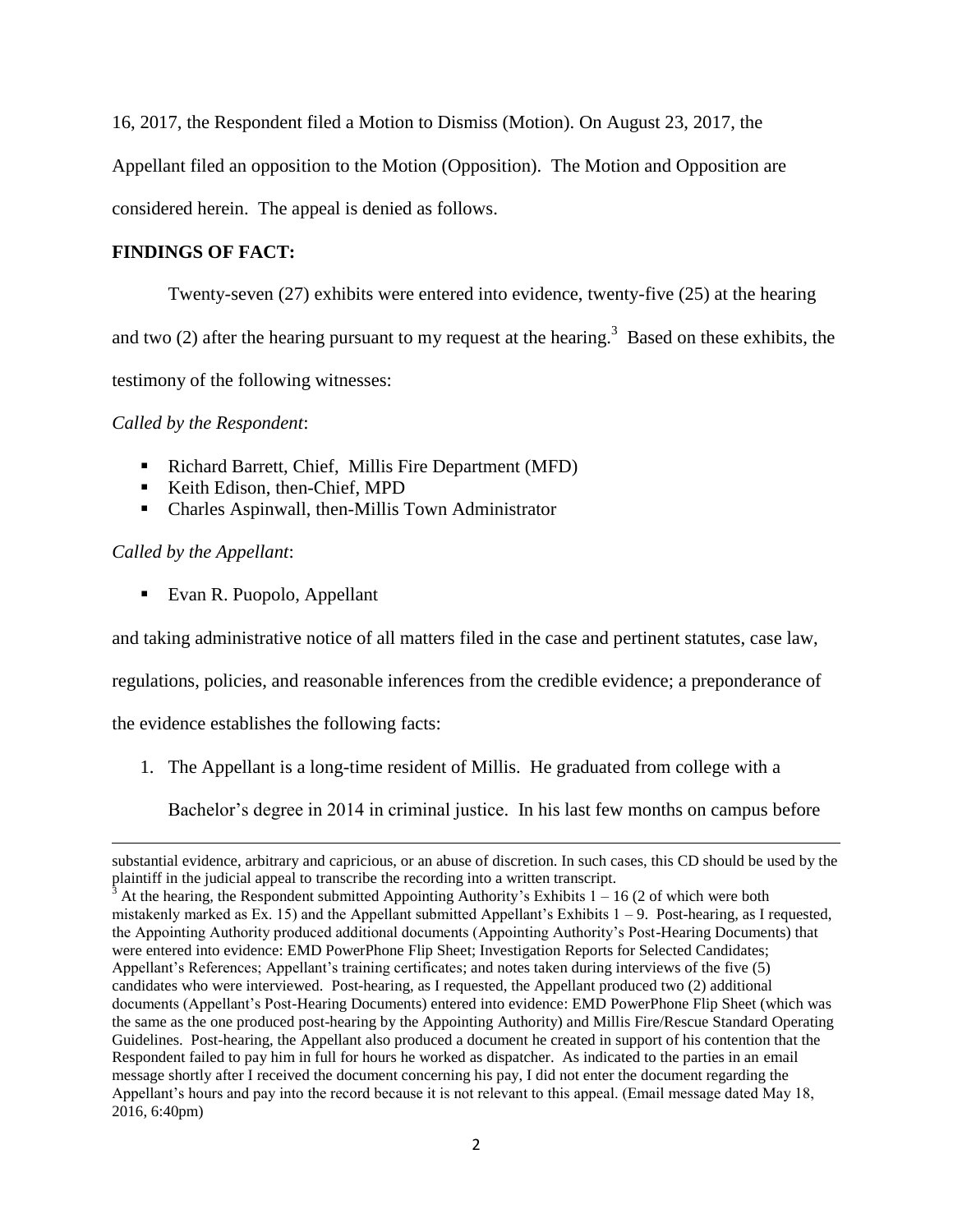16, 2017, the Respondent filed a Motion to Dismiss (Motion). On August 23, 2017, the Appellant filed an opposition to the Motion (Opposition). The Motion and Opposition are considered herein. The appeal is denied as follows.

**FINDINGS OF FACT:**

Twenty-seven (27) exhibits were entered into evidence, twenty-five (25) at the hearing and two (2) after the hearing pursuant to my request at the hearing.[3] Based on these exhibits, the testimony of the following witnesses:

*Called by the Respondent*:

- Richard Barrett, Chief, Millis Fire Department (MFD)
- Keith Edison, then-Chief, MPD
- Charles Aspinwall, then-Millis Town Administrator

*Called by the Appellant*:

- Evan R. Puopolo, Appellant

and taking administrative notice of all matters filed in the case and pertinent statutes, case law, regulations, policies, and reasonable inferences from the credible evidence; a preponderance of the evidence establishes the following facts:

1. The Appellant is a long-time resident of Millis. He graduated from college with a Bachelor's degree in 2014 in criminal justice. In his last few months on campus before

substantial evidence, arbitrary and capricious, or an abuse of discretion. In such cases, this CD should be used by the plaintiff in the judicial appeal to transcribe the recording into a written transcript.

[3] At the hearing, the Respondent submitted Appointing Authority's Exhibits 1 – 16 (2 of which were both mistakenly marked as Ex. 15) and the Appellant submitted Appellant's Exhibits 1 – 9. Post-hearing, as I requested, the Appointing Authority produced additional documents (Appointing Authority's Post-Hearing Documents) that were entered into evidence: EMD PowerPhone Flip Sheet; Investigation Reports for Selected Candidates; Appellant's References; Appellant's training certificates; and notes taken during interviews of the five (5) candidates who were interviewed. Post-hearing, as I requested, the Appellant produced two (2) additional documents (Appellant's Post-Hearing Documents) entered into evidence: EMD PowerPhone Flip Sheet (which was the same as the one produced post-hearing by the Appointing Authority) and Millis Fire/Rescue Standard Operating Guidelines. Post-hearing, the Appellant also produced a document he created in support of his contention that the Respondent failed to pay him in full for hours he worked as dispatcher. As indicated to the parties in an email message shortly after I received the document concerning his pay, I did not enter the document regarding the Appellant's hours and pay into the record because it is not relevant to this appeal. (Email message dated May 18, 2016, 6:40pm)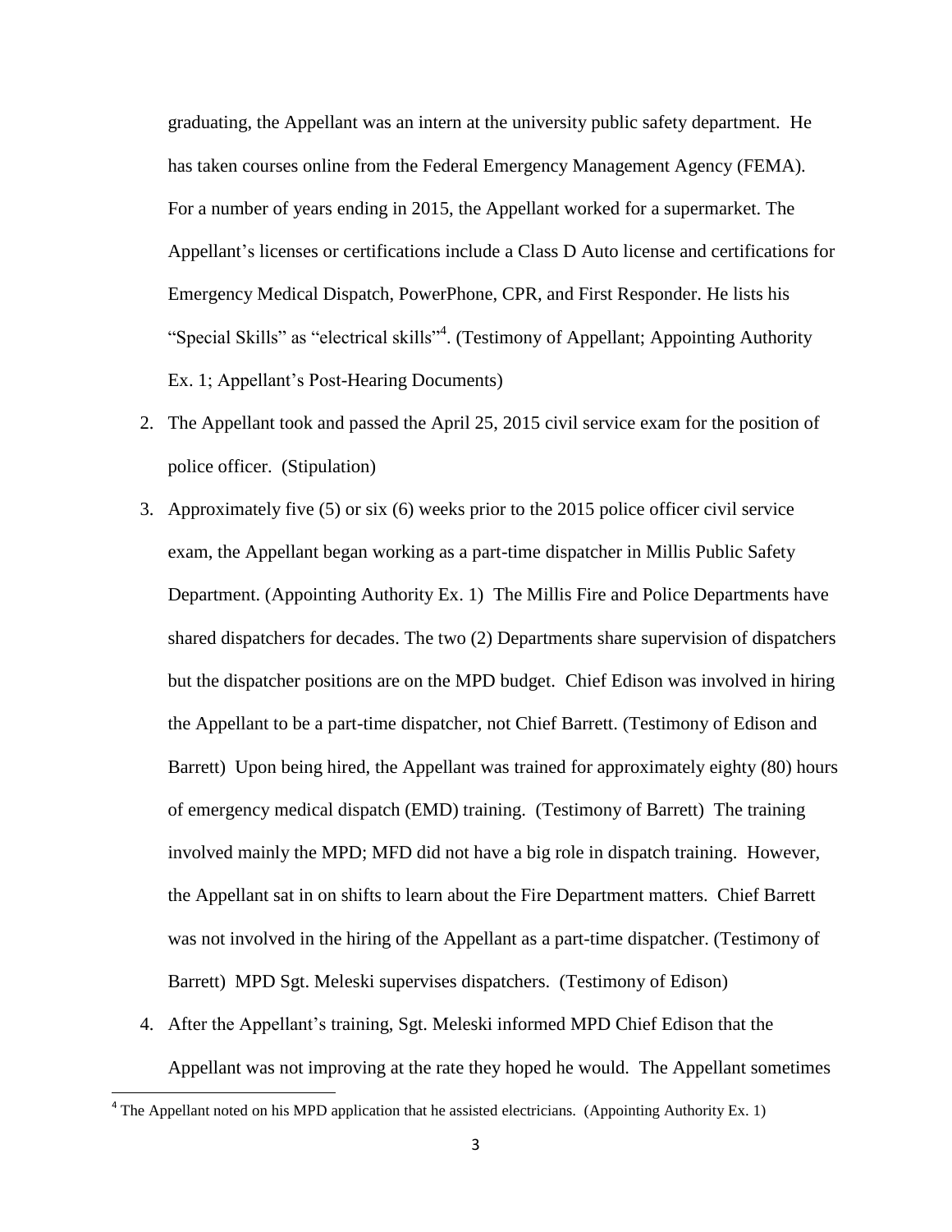graduating, the Appellant was an intern at the university public safety department. He has taken courses online from the Federal Emergency Management Agency (FEMA). For a number of years ending in 2015, the Appellant worked for a supermarket. The Appellant's licenses or certifications include a Class D Auto license and certifications for Emergency Medical Dispatch, PowerPhone, CPR, and First Responder. He lists his "Special Skills" as "electrical skills"[4]. (Testimony of Appellant; Appointing Authority Ex. 1; Appellant's Post-Hearing Documents)

2. The Appellant took and passed the April 25, 2015 civil service exam for the position of police officer. (Stipulation)

3. Approximately five (5) or six (6) weeks prior to the 2015 police officer civil service exam, the Appellant began working as a part-time dispatcher in Millis Public Safety Department. (Appointing Authority Ex. 1) The Millis Fire and Police Departments have shared dispatchers for decades. The two (2) Departments share supervision of dispatchers but the dispatcher positions are on the MPD budget. Chief Edison was involved in hiring the Appellant to be a part-time dispatcher, not Chief Barrett. (Testimony of Edison and Barrett) Upon being hired, the Appellant was trained for approximately eighty (80) hours of emergency medical dispatch (EMD) training. (Testimony of Barrett) The training involved mainly the MPD; MFD did not have a big role in dispatch training. However, the Appellant sat in on shifts to learn about the Fire Department matters. Chief Barrett was not involved in the hiring of the Appellant as a part-time dispatcher. (Testimony of Barrett) MPD Sgt. Meleski supervises dispatchers. (Testimony of Edison)

4. After the Appellant's training, Sgt. Meleski informed MPD Chief Edison that the Appellant was not improving at the rate they hoped he would. The Appellant sometimes

---

[4] The Appellant noted on his MPD application that he assisted electricians. (Appointing Authority Ex. 1)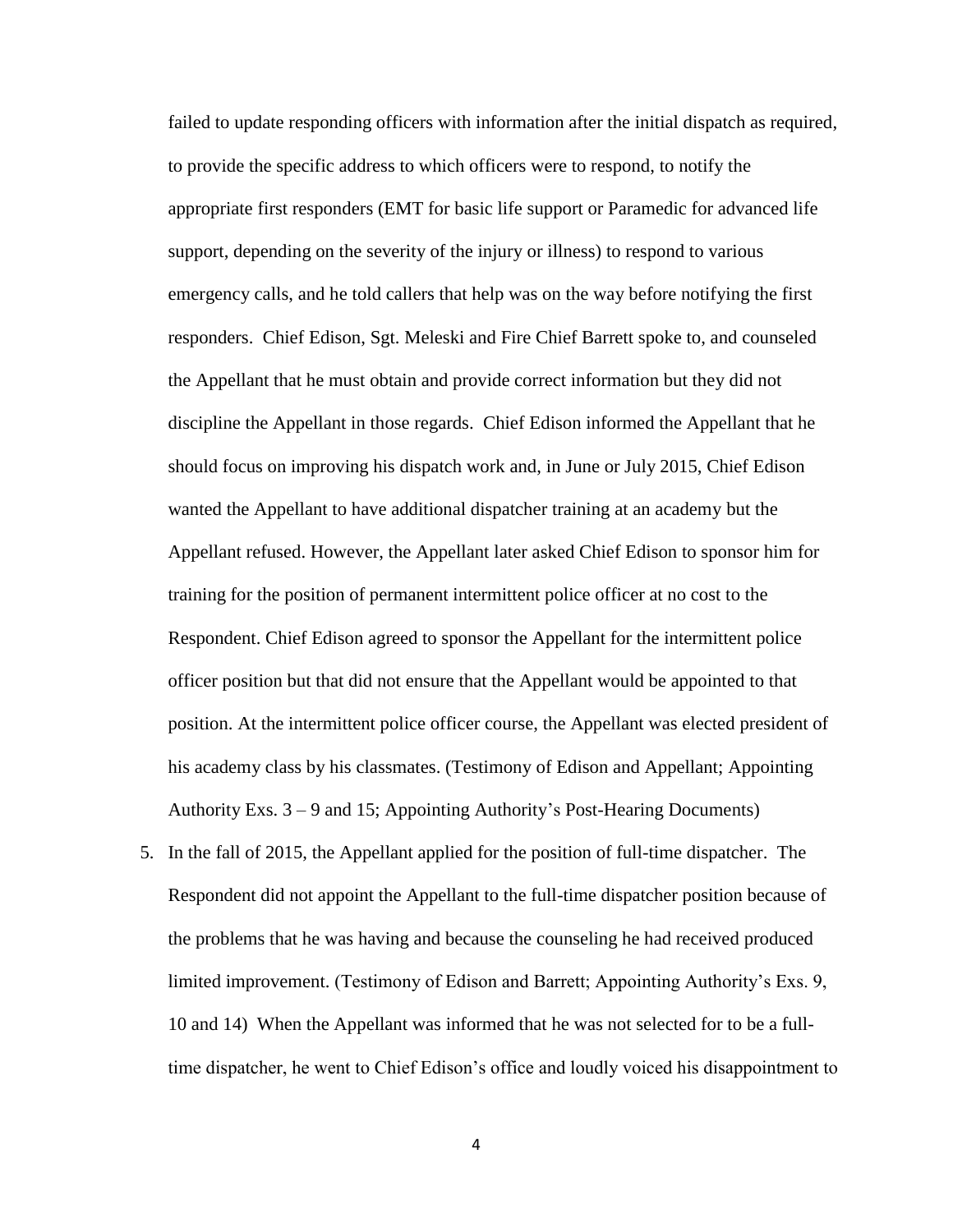failed to update responding officers with information after the initial dispatch as required, to provide the specific address to which officers were to respond, to notify the appropriate first responders (EMT for basic life support or Paramedic for advanced life support, depending on the severity of the injury or illness) to respond to various emergency calls, and he told callers that help was on the way before notifying the first responders. Chief Edison, Sgt. Meleski and Fire Chief Barrett spoke to, and counseled the Appellant that he must obtain and provide correct information but they did not discipline the Appellant in those regards. Chief Edison informed the Appellant that he should focus on improving his dispatch work and, in June or July 2015, Chief Edison wanted the Appellant to have additional dispatcher training at an academy but the Appellant refused. However, the Appellant later asked Chief Edison to sponsor him for training for the position of permanent intermittent police officer at no cost to the Respondent. Chief Edison agreed to sponsor the Appellant for the intermittent police officer position but that did not ensure that the Appellant would be appointed to that position. At the intermittent police officer course, the Appellant was elected president of his academy class by his classmates. (Testimony of Edison and Appellant; Appointing Authority Exs. 3 – 9 and 15; Appointing Authority's Post-Hearing Documents)

5. In the fall of 2015, the Appellant applied for the position of full-time dispatcher. The Respondent did not appoint the Appellant to the full-time dispatcher position because of the problems that he was having and because the counseling he had received produced limited improvement. (Testimony of Edison and Barrett; Appointing Authority's Exs. 9, 10 and 14) When the Appellant was informed that he was not selected for to be a full-time dispatcher, he went to Chief Edison's office and loudly voiced his disappointment to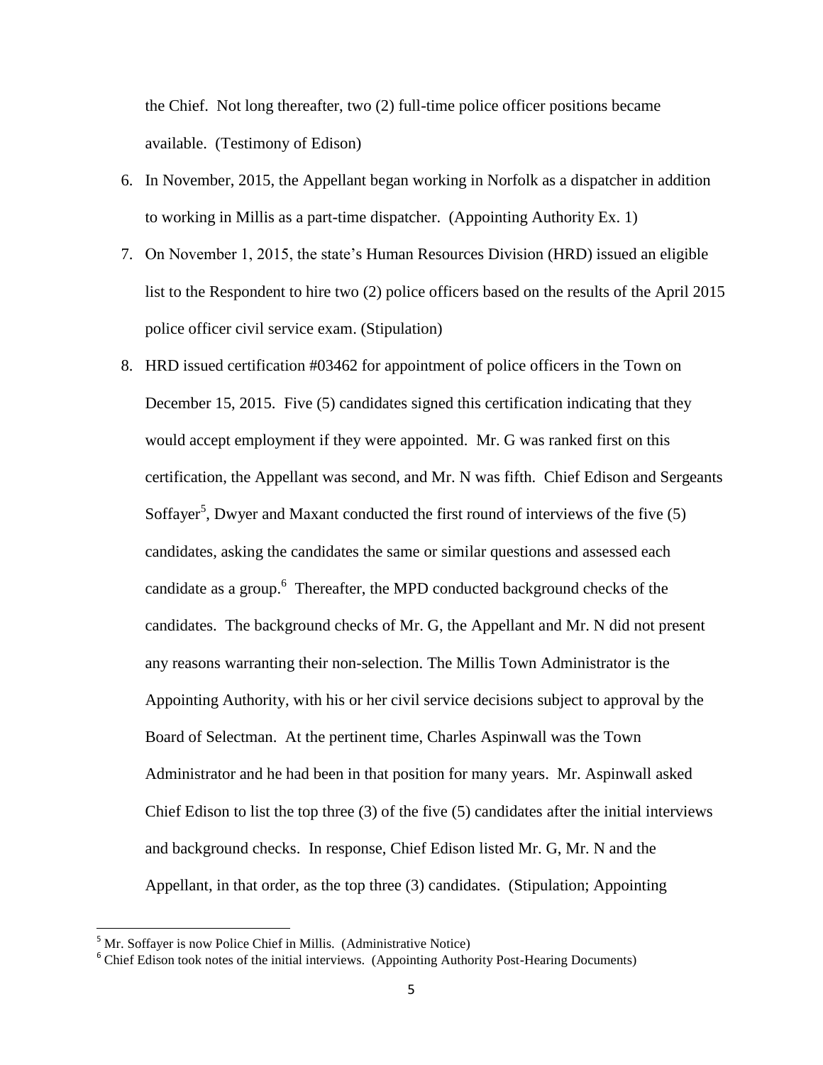the Chief. Not long thereafter, two (2) full-time police officer positions became available. (Testimony of Edison)

6. In November, 2015, the Appellant began working in Norfolk as a dispatcher in addition to working in Millis as a part-time dispatcher. (Appointing Authority Ex. 1)
7. On November 1, 2015, the state's Human Resources Division (HRD) issued an eligible list to the Respondent to hire two (2) police officers based on the results of the April 2015 police officer civil service exam. (Stipulation)
8. HRD issued certification #03462 for appointment of police officers in the Town on December 15, 2015. Five (5) candidates signed this certification indicating that they would accept employment if they were appointed. Mr. G was ranked first on this certification, the Appellant was second, and Mr. N was fifth. Chief Edison and Sergeants Soffayer[5], Dwyer and Maxant conducted the first round of interviews of the five (5) candidates, asking the candidates the same or similar questions and assessed each candidate as a group.[6] Thereafter, the MPD conducted background checks of the candidates. The background checks of Mr. G, the Appellant and Mr. N did not present any reasons warranting their non-selection. The Millis Town Administrator is the Appointing Authority, with his or her civil service decisions subject to approval by the Board of Selectman. At the pertinent time, Charles Aspinwall was the Town Administrator and he had been in that position for many years. Mr. Aspinwall asked Chief Edison to list the top three (3) of the five (5) candidates after the initial interviews and background checks. In response, Chief Edison listed Mr. G, Mr. N and the Appellant, in that order, as the top three (3) candidates. (Stipulation; Appointing

[5] Mr. Soffayer is now Police Chief in Millis. (Administrative Notice)

[6] Chief Edison took notes of the initial interviews. (Appointing Authority Post-Hearing Documents)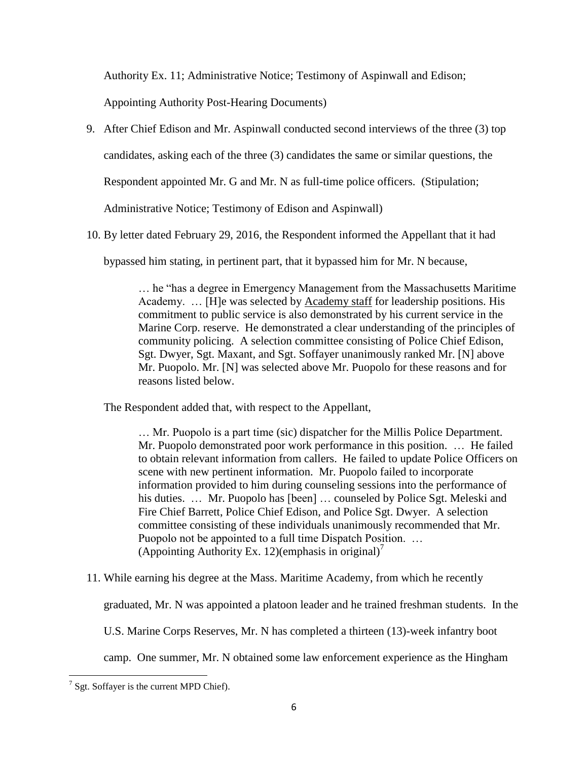Authority Ex. 11; Administrative Notice; Testimony of Aspinwall and Edison; Appointing Authority Post-Hearing Documents)

9. After Chief Edison and Mr. Aspinwall conducted second interviews of the three (3) top candidates, asking each of the three (3) candidates the same or similar questions, the Respondent appointed Mr. G and Mr. N as full-time police officers. (Stipulation; Administrative Notice; Testimony of Edison and Aspinwall)

10. By letter dated February 29, 2016, the Respondent informed the Appellant that it had bypassed him stating, in pertinent part, that it bypassed him for Mr. N because,

    > … he "has a degree in Emergency Management from the Massachusetts Maritime Academy. … [H]e was selected by <u>Academy staff</u> for leadership positions. His commitment to public service is also demonstrated by his current service in the Marine Corp. reserve. He demonstrated a clear understanding of the principles of community policing. A selection committee consisting of Police Chief Edison, Sgt. Dwyer, Sgt. Maxant, and Sgt. Soffayer unanimously ranked Mr. [N] above Mr. Puopolo. Mr. [N] was selected above Mr. Puopolo for these reasons and for reasons listed below.

    The Respondent added that, with respect to the Appellant,

    > … Mr. Puopolo is a part time (sic) dispatcher for the Millis Police Department. Mr. Puopolo demonstrated poor work performance in this position. … He failed to obtain relevant information from callers. He failed to update Police Officers on scene with new pertinent information. Mr. Puopolo failed to incorporate information provided to him during counseling sessions into the performance of his duties. … Mr. Puopolo has [been] … counseled by Police Sgt. Meleski and Fire Chief Barrett, Police Chief Edison, and Police Sgt. Dwyer. A selection committee consisting of these individuals unanimously recommended that Mr. Puopolo not be appointed to a full time Dispatch Position. …
    > (Appointing Authority Ex. 12)(emphasis in original)[7]

11. While earning his degree at the Mass. Maritime Academy, from which he recently graduated, Mr. N was appointed a platoon leader and he trained freshman students. In the U.S. Marine Corps Reserves, Mr. N has completed a thirteen (13)-week infantry boot camp. One summer, Mr. N obtained some law enforcement experience as the Hingham

---

[7] Sgt. Soffayer is the current MPD Chief).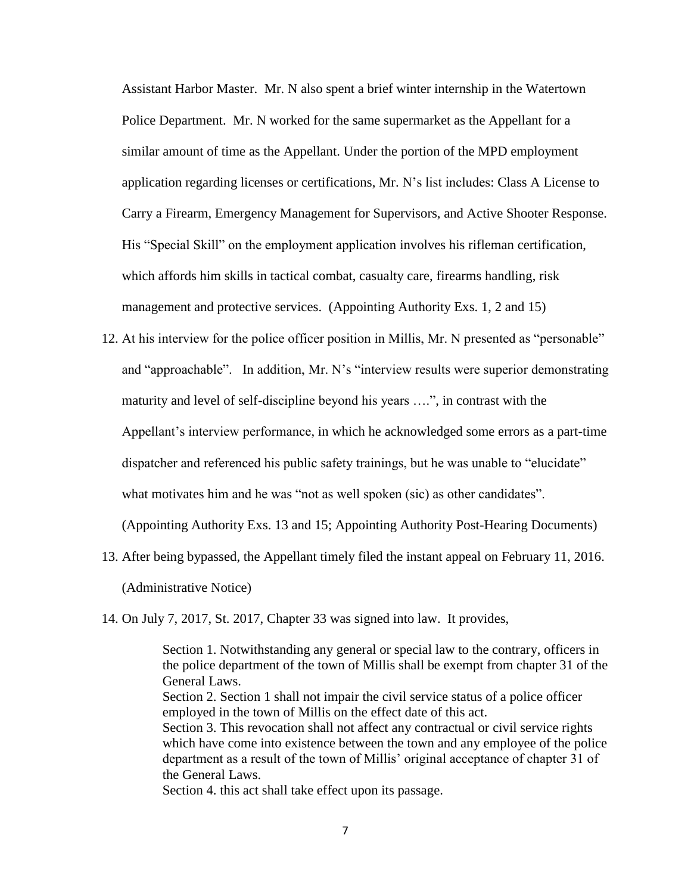Assistant Harbor Master. Mr. N also spent a brief winter internship in the Watertown Police Department. Mr. N worked for the same supermarket as the Appellant for a similar amount of time as the Appellant. Under the portion of the MPD employment application regarding licenses or certifications, Mr. N's list includes: Class A License to Carry a Firearm, Emergency Management for Supervisors, and Active Shooter Response. His "Special Skill" on the employment application involves his rifleman certification, which affords him skills in tactical combat, casualty care, firearms handling, risk management and protective services. (Appointing Authority Exs. 1, 2 and 15)

12. At his interview for the police officer position in Millis, Mr. N presented as "personable" and "approachable". In addition, Mr. N's "interview results were superior demonstrating maturity and level of self-discipline beyond his years ….", in contrast with the Appellant's interview performance, in which he acknowledged some errors as a part-time dispatcher and referenced his public safety trainings, but he was unable to "elucidate" what motivates him and he was "not as well spoken (sic) as other candidates". (Appointing Authority Exs. 13 and 15; Appointing Authority Post-Hearing Documents)

13. After being bypassed, the Appellant timely filed the instant appeal on February 11, 2016. (Administrative Notice)

14. On July 7, 2017, St. 2017, Chapter 33 was signed into law. It provides,

> Section 1. Notwithstanding any general or special law to the contrary, officers in the police department of the town of Millis shall be exempt from chapter 31 of the General Laws.
> Section 2. Section 1 shall not impair the civil service status of a police officer employed in the town of Millis on the effect date of this act.
> Section 3. This revocation shall not affect any contractual or civil service rights which have come into existence between the town and any employee of the police department as a result of the town of Millis' original acceptance of chapter 31 of the General Laws.
> Section 4. this act shall take effect upon its passage.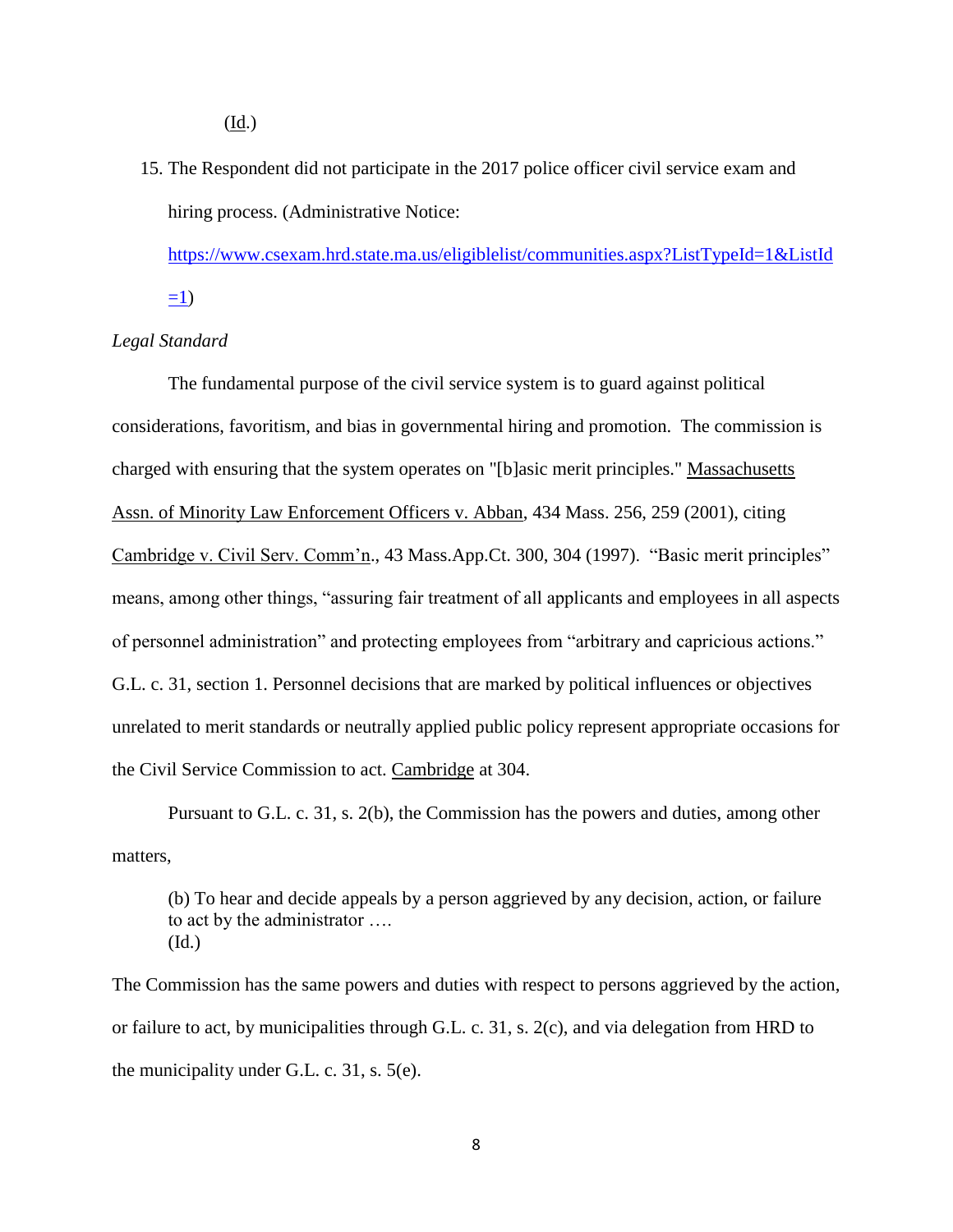(Id.)

15. The Respondent did not participate in the 2017 police officer civil service exam and hiring process. (Administrative Notice: https://www.csexam.hrd.state.ma.us/eligiblelist/communities.aspx?ListTypeId=1&ListId=1)

*Legal Standard*

The fundamental purpose of the civil service system is to guard against political considerations, favoritism, and bias in governmental hiring and promotion. The commission is charged with ensuring that the system operates on "[b]asic merit principles." Massachusetts Assn. of Minority Law Enforcement Officers v. Abban, 434 Mass. 256, 259 (2001), citing Cambridge v. Civil Serv. Comm'n., 43 Mass.App.Ct. 300, 304 (1997). "Basic merit principles" means, among other things, "assuring fair treatment of all applicants and employees in all aspects of personnel administration" and protecting employees from "arbitrary and capricious actions." G.L. c. 31, section 1. Personnel decisions that are marked by political influences or objectives unrelated to merit standards or neutrally applied public policy represent appropriate occasions for the Civil Service Commission to act. Cambridge at 304.

Pursuant to G.L. c. 31, s. 2(b), the Commission has the powers and duties, among other matters,

> (b) To hear and decide appeals by a person aggrieved by any decision, action, or failure to act by the administrator ….
> (Id.)

The Commission has the same powers and duties with respect to persons aggrieved by the action, or failure to act, by municipalities through G.L. c. 31, s. 2(c), and via delegation from HRD to the municipality under G.L. c. 31, s. 5(e).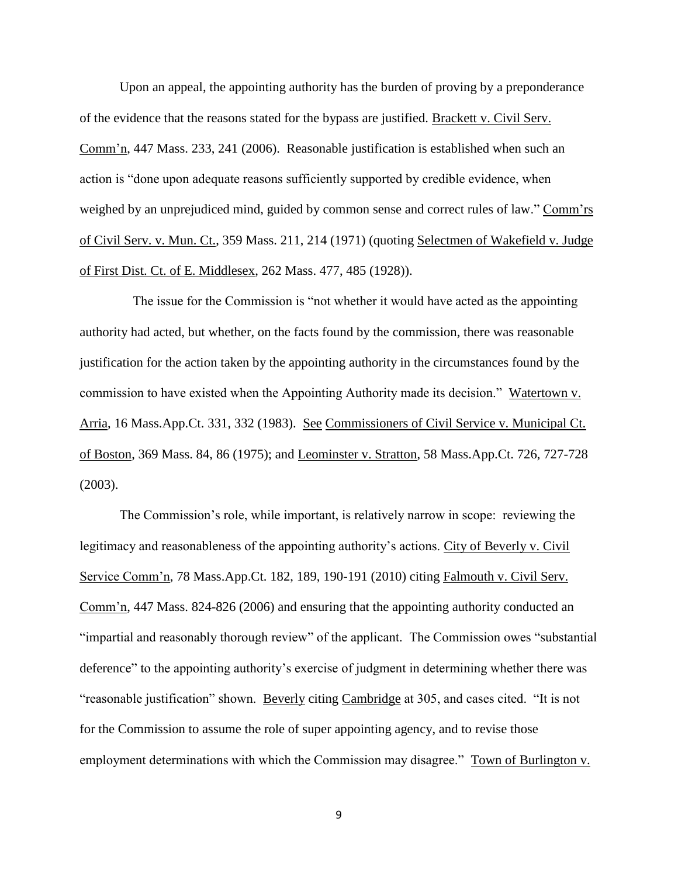Upon an appeal, the appointing authority has the burden of proving by a preponderance of the evidence that the reasons stated for the bypass are justified. Brackett v. Civil Serv. Comm'n, 447 Mass. 233, 241 (2006). Reasonable justification is established when such an action is "done upon adequate reasons sufficiently supported by credible evidence, when weighed by an unprejudiced mind, guided by common sense and correct rules of law." Comm'rs of Civil Serv. v. Mun. Ct., 359 Mass. 211, 214 (1971) (quoting Selectmen of Wakefield v. Judge of First Dist. Ct. of E. Middlesex, 262 Mass. 477, 485 (1928)).

The issue for the Commission is "not whether it would have acted as the appointing authority had acted, but whether, on the facts found by the commission, there was reasonable justification for the action taken by the appointing authority in the circumstances found by the commission to have existed when the Appointing Authority made its decision." Watertown v. Arria, 16 Mass.App.Ct. 331, 332 (1983). See Commissioners of Civil Service v. Municipal Ct. of Boston, 369 Mass. 84, 86 (1975); and Leominster v. Stratton, 58 Mass.App.Ct. 726, 727-728 (2003).

The Commission's role, while important, is relatively narrow in scope: reviewing the legitimacy and reasonableness of the appointing authority's actions. City of Beverly v. Civil Service Comm'n, 78 Mass.App.Ct. 182, 189, 190-191 (2010) citing Falmouth v. Civil Serv. Comm'n, 447 Mass. 824-826 (2006) and ensuring that the appointing authority conducted an "impartial and reasonably thorough review" of the applicant. The Commission owes "substantial deference" to the appointing authority's exercise of judgment in determining whether there was "reasonable justification" shown. Beverly citing Cambridge at 305, and cases cited. "It is not for the Commission to assume the role of super appointing agency, and to revise those employment determinations with which the Commission may disagree." Town of Burlington v.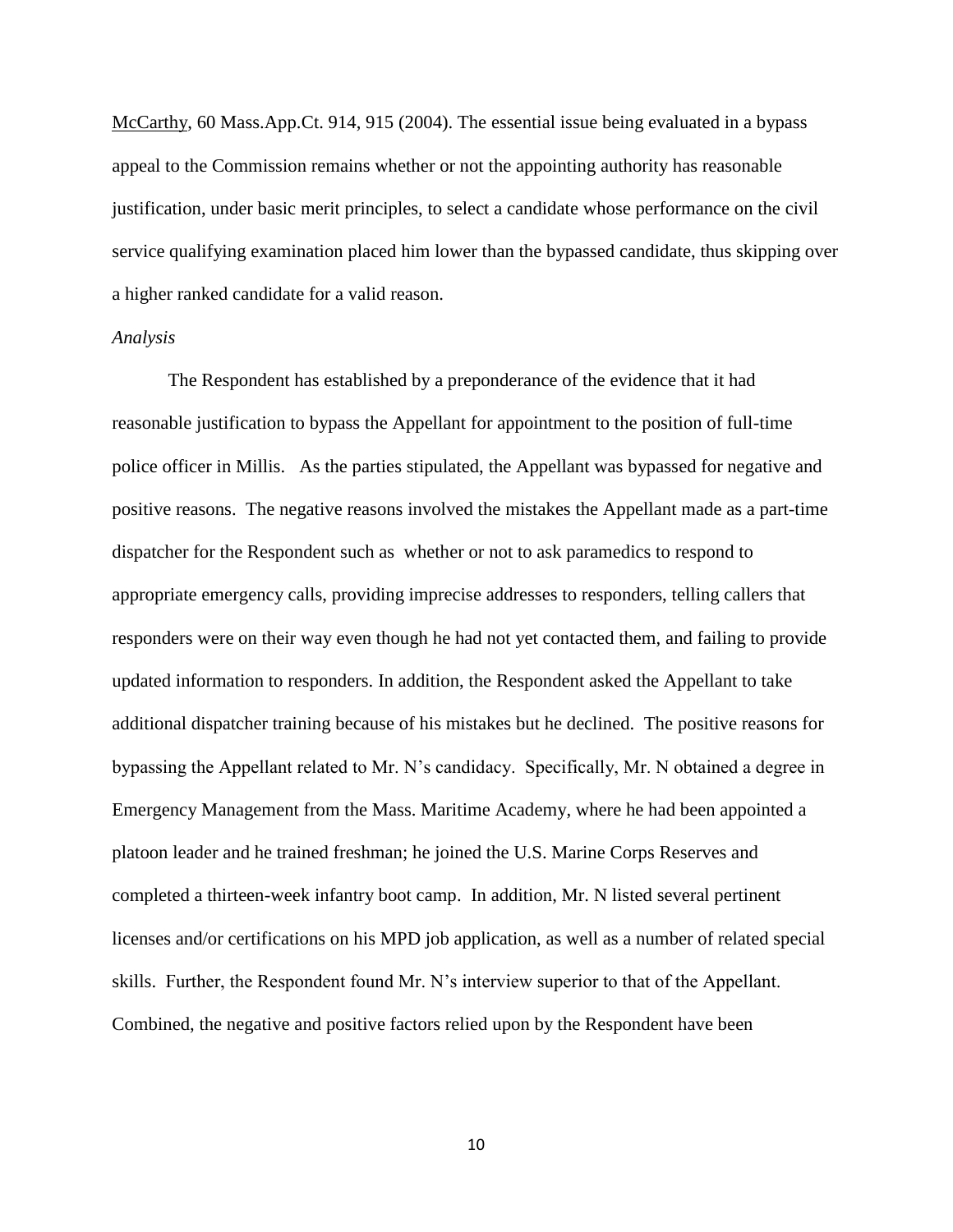McCarthy, 60 Mass.App.Ct. 914, 915 (2004). The essential issue being evaluated in a bypass appeal to the Commission remains whether or not the appointing authority has reasonable justification, under basic merit principles, to select a candidate whose performance on the civil service qualifying examination placed him lower than the bypassed candidate, thus skipping over a higher ranked candidate for a valid reason.

*Analysis*

The Respondent has established by a preponderance of the evidence that it had reasonable justification to bypass the Appellant for appointment to the position of full-time police officer in Millis. As the parties stipulated, the Appellant was bypassed for negative and positive reasons. The negative reasons involved the mistakes the Appellant made as a part-time dispatcher for the Respondent such as whether or not to ask paramedics to respond to appropriate emergency calls, providing imprecise addresses to responders, telling callers that responders were on their way even though he had not yet contacted them, and failing to provide updated information to responders. In addition, the Respondent asked the Appellant to take additional dispatcher training because of his mistakes but he declined. The positive reasons for bypassing the Appellant related to Mr. N's candidacy. Specifically, Mr. N obtained a degree in Emergency Management from the Mass. Maritime Academy, where he had been appointed a platoon leader and he trained freshman; he joined the U.S. Marine Corps Reserves and completed a thirteen-week infantry boot camp. In addition, Mr. N listed several pertinent licenses and/or certifications on his MPD job application, as well as a number of related special skills. Further, the Respondent found Mr. N's interview superior to that of the Appellant. Combined, the negative and positive factors relied upon by the Respondent have been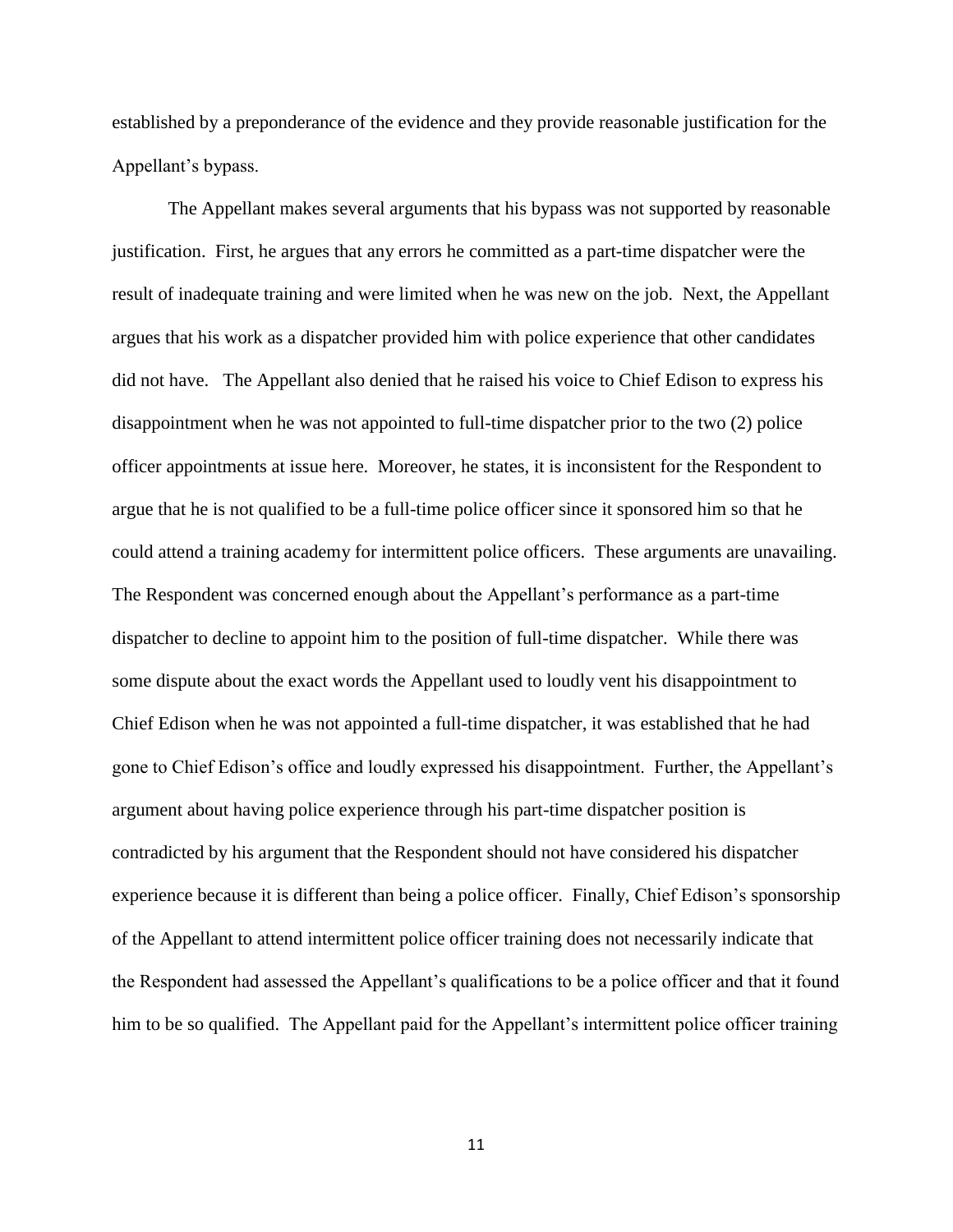established by a preponderance of the evidence and they provide reasonable justification for the Appellant's bypass.

The Appellant makes several arguments that his bypass was not supported by reasonable justification. First, he argues that any errors he committed as a part-time dispatcher were the result of inadequate training and were limited when he was new on the job. Next, the Appellant argues that his work as a dispatcher provided him with police experience that other candidates did not have. The Appellant also denied that he raised his voice to Chief Edison to express his disappointment when he was not appointed to full-time dispatcher prior to the two (2) police officer appointments at issue here. Moreover, he states, it is inconsistent for the Respondent to argue that he is not qualified to be a full-time police officer since it sponsored him so that he could attend a training academy for intermittent police officers. These arguments are unavailing. The Respondent was concerned enough about the Appellant's performance as a part-time dispatcher to decline to appoint him to the position of full-time dispatcher. While there was some dispute about the exact words the Appellant used to loudly vent his disappointment to Chief Edison when he was not appointed a full-time dispatcher, it was established that he had gone to Chief Edison's office and loudly expressed his disappointment. Further, the Appellant's argument about having police experience through his part-time dispatcher position is contradicted by his argument that the Respondent should not have considered his dispatcher experience because it is different than being a police officer. Finally, Chief Edison's sponsorship of the Appellant to attend intermittent police officer training does not necessarily indicate that the Respondent had assessed the Appellant's qualifications to be a police officer and that it found him to be so qualified. The Appellant paid for the Appellant's intermittent police officer training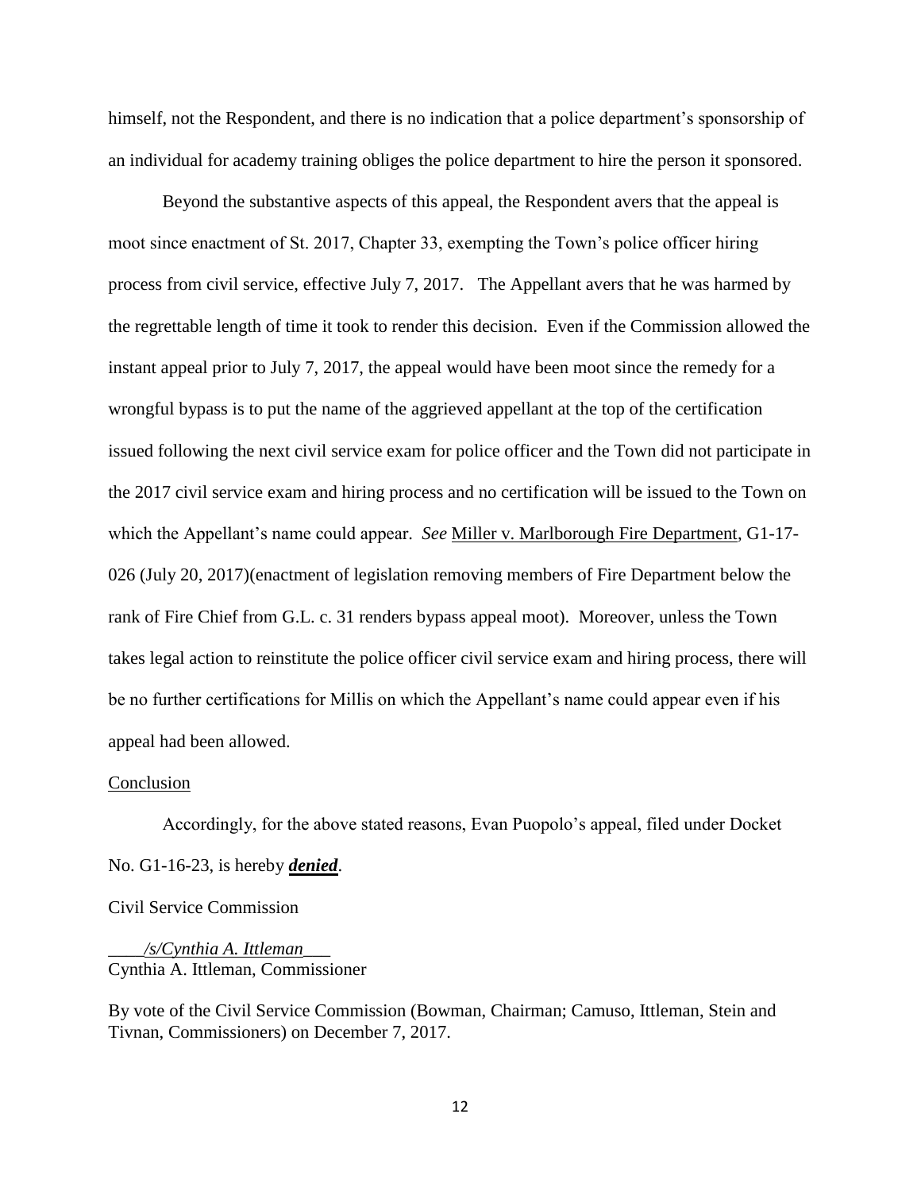himself, not the Respondent, and there is no indication that a police department's sponsorship of an individual for academy training obliges the police department to hire the person it sponsored.

Beyond the substantive aspects of this appeal, the Respondent avers that the appeal is moot since enactment of St. 2017, Chapter 33, exempting the Town's police officer hiring process from civil service, effective July 7, 2017. The Appellant avers that he was harmed by the regrettable length of time it took to render this decision. Even if the Commission allowed the instant appeal prior to July 7, 2017, the appeal would have been moot since the remedy for a wrongful bypass is to put the name of the aggrieved appellant at the top of the certification issued following the next civil service exam for police officer and the Town did not participate in the 2017 civil service exam and hiring process and no certification will be issued to the Town on which the Appellant's name could appear. *See* Miller v. Marlborough Fire Department, G1-17-026 (July 20, 2017)(enactment of legislation removing members of Fire Department below the rank of Fire Chief from G.L. c. 31 renders bypass appeal moot). Moreover, unless the Town takes legal action to reinstitute the police officer civil service exam and hiring process, there will be no further certifications for Millis on which the Appellant's name could appear even if his appeal had been allowed.

Conclusion

Accordingly, for the above stated reasons, Evan Puopolo's appeal, filed under Docket No. G1-16-23, is hereby ***denied***.

Civil Service Commission

*/s/Cynthia A. Ittleman*
Cynthia A. Ittleman, Commissioner

By vote of the Civil Service Commission (Bowman, Chairman; Camuso, Ittleman, Stein and Tivnan, Commissioners) on December 7, 2017.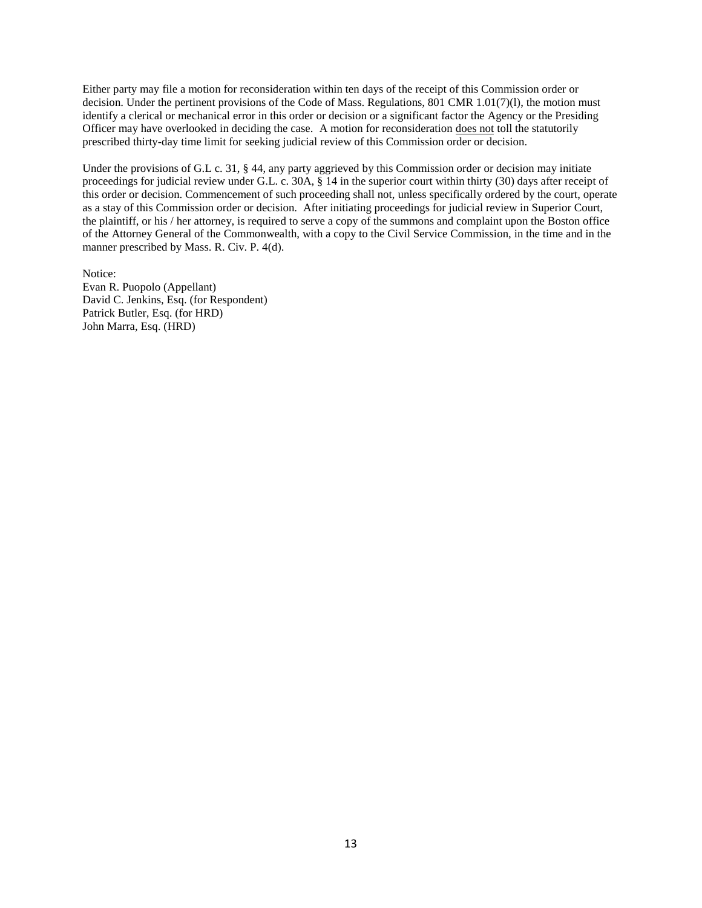Either party may file a motion for reconsideration within ten days of the receipt of this Commission order or decision. Under the pertinent provisions of the Code of Mass. Regulations, 801 CMR 1.01(7)(l), the motion must identify a clerical or mechanical error in this order or decision or a significant factor the Agency or the Presiding Officer may have overlooked in deciding the case. A motion for reconsideration does not toll the statutorily prescribed thirty-day time limit for seeking judicial review of this Commission order or decision.

Under the provisions of G.L c. 31, § 44, any party aggrieved by this Commission order or decision may initiate proceedings for judicial review under G.L. c. 30A, § 14 in the superior court within thirty (30) days after receipt of this order or decision. Commencement of such proceeding shall not, unless specifically ordered by the court, operate as a stay of this Commission order or decision. After initiating proceedings for judicial review in Superior Court, the plaintiff, or his / her attorney, is required to serve a copy of the summons and complaint upon the Boston office of the Attorney General of the Commonwealth, with a copy to the Civil Service Commission, in the time and in the manner prescribed by Mass. R. Civ. P. 4(d).

Notice:  
Evan R. Puopolo (Appellant)  
David C. Jenkins, Esq. (for Respondent)  
Patrick Butler, Esq. (for HRD)  
John Marra, Esq. (HRD)